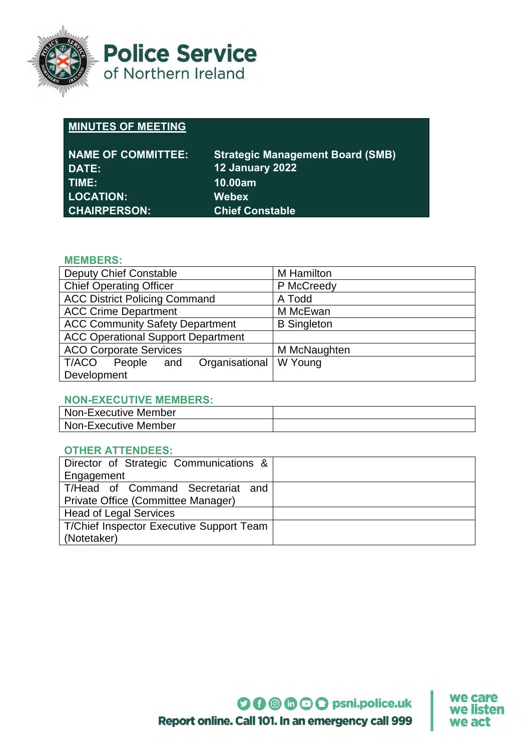**Police Service of Northern Ireland**

## MINUTES OF MEETING

| | |
|---|---|
| **NAME OF COMMITTEE:** | **Strategic Management Board (SMB)** |
| **DATE:** | **12 January 2022** |
| **TIME:** | **10.00am** |
| **LOCATION:** | **Webex** |
| **CHAIRPERSON:** | **Chief Constable** |

### MEMBERS:

| | |
|---|---|
| Deputy Chief Constable | M Hamilton |
| Chief Operating Officer | P McCreedy |
| ACC District Policing Command | A Todd |
| ACC Crime Department | M McEwan |
| ACC Community Safety Department | B Singleton |
| ACC Operational Support Department | |
| ACO Corporate Services | M McNaughten |
| T/ACO People and Organisational Development | W Young |

### NON-EXECUTIVE MEMBERS:

| | |
|---|---|
| Non-Executive Member | |
| Non-Executive Member | |

### OTHER ATTENDEES:

| | |
|---|---|
| Director of Strategic Communications & Engagement | |
| T/Head of Command Secretariat and Private Office (Committee Manager) | |
| Head of Legal Services | |
| T/Chief Inspector Executive Support Team (Notetaker) | |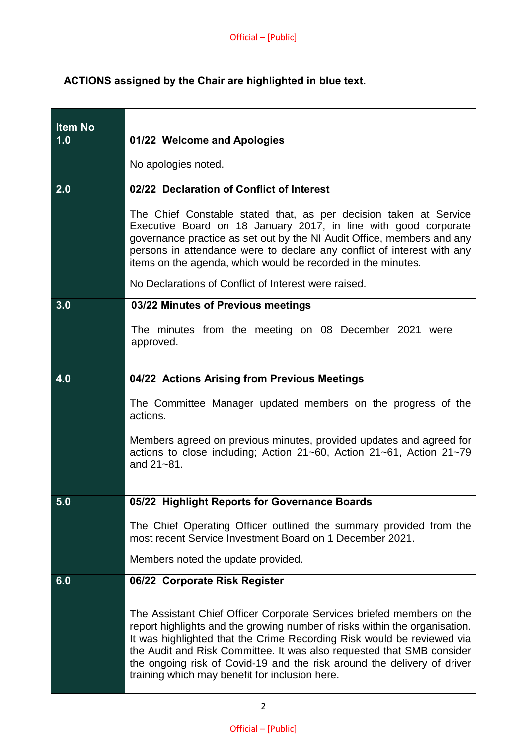**ACTIONS assigned by the Chair are highlighted in blue text.**

| Item No | |
|---|---|
| 1.0 | **01/22 Welcome and Apologies**<br><br>No apologies noted. |
| 2.0 | **02/22 Declaration of Conflict of Interest**<br><br>The Chief Constable stated that, as per decision taken at Service Executive Board on 18 January 2017, in line with good corporate governance practice as set out by the NI Audit Office, members and any persons in attendance were to declare any conflict of interest with any items on the agenda, which would be recorded in the minutes.<br><br>No Declarations of Conflict of Interest were raised. |
| 3.0 | **03/22 Minutes of Previous meetings**<br><br>The minutes from the meeting on 08 December 2021 were approved. |
| 4.0 | **04/22 Actions Arising from Previous Meetings**<br><br>The Committee Manager updated members on the progress of the actions.<br><br>Members agreed on previous minutes, provided updates and agreed for actions to close including; Action 21~60, Action 21~61, Action 21~79 and 21~81. |
| 5.0 | **05/22 Highlight Reports for Governance Boards**<br><br>The Chief Operating Officer outlined the summary provided from the most recent Service Investment Board on 1 December 2021.<br><br>Members noted the update provided. |
| 6.0 | **06/22 Corporate Risk Register**<br><br>The Assistant Chief Officer Corporate Services briefed members on the report highlights and the growing number of risks within the organisation. It was highlighted that the Crime Recording Risk would be reviewed via the Audit and Risk Committee. It was also requested that SMB consider the ongoing risk of Covid-19 and the risk around the delivery of driver training which may benefit for inclusion here. |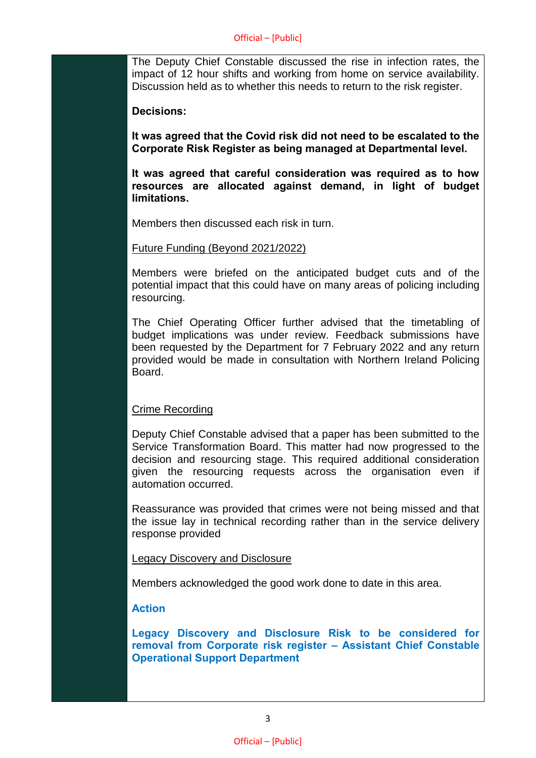The Deputy Chief Constable discussed the rise in infection rates, the impact of 12 hour shifts and working from home on service availability. Discussion held as to whether this needs to return to the risk register.

**Decisions:**

**It was agreed that the Covid risk did not need to be escalated to the Corporate Risk Register as being managed at Departmental level.**

**It was agreed that careful consideration was required as to how resources are allocated against demand, in light of budget limitations.**

Members then discussed each risk in turn.

<u>Future Funding (Beyond 2021/2022)</u>

Members were briefed on the anticipated budget cuts and of the potential impact that this could have on many areas of policing including resourcing.

The Chief Operating Officer further advised that the timetabling of budget implications was under review. Feedback submissions have been requested by the Department for 7 February 2022 and any return provided would be made in consultation with Northern Ireland Policing Board.

<u>Crime Recording</u>

Deputy Chief Constable advised that a paper has been submitted to the Service Transformation Board. This matter had now progressed to the decision and resourcing stage. This required additional consideration given the resourcing requests across the organisation even if automation occurred.

Reassurance was provided that crimes were not being missed and that the issue lay in technical recording rather than in the service delivery response provided

<u>Legacy Discovery and Disclosure</u>

Members acknowledged the good work done to date in this area.

**Action**

**Legacy Discovery and Disclosure Risk to be considered for removal from Corporate risk register – Assistant Chief Constable Operational Support Department**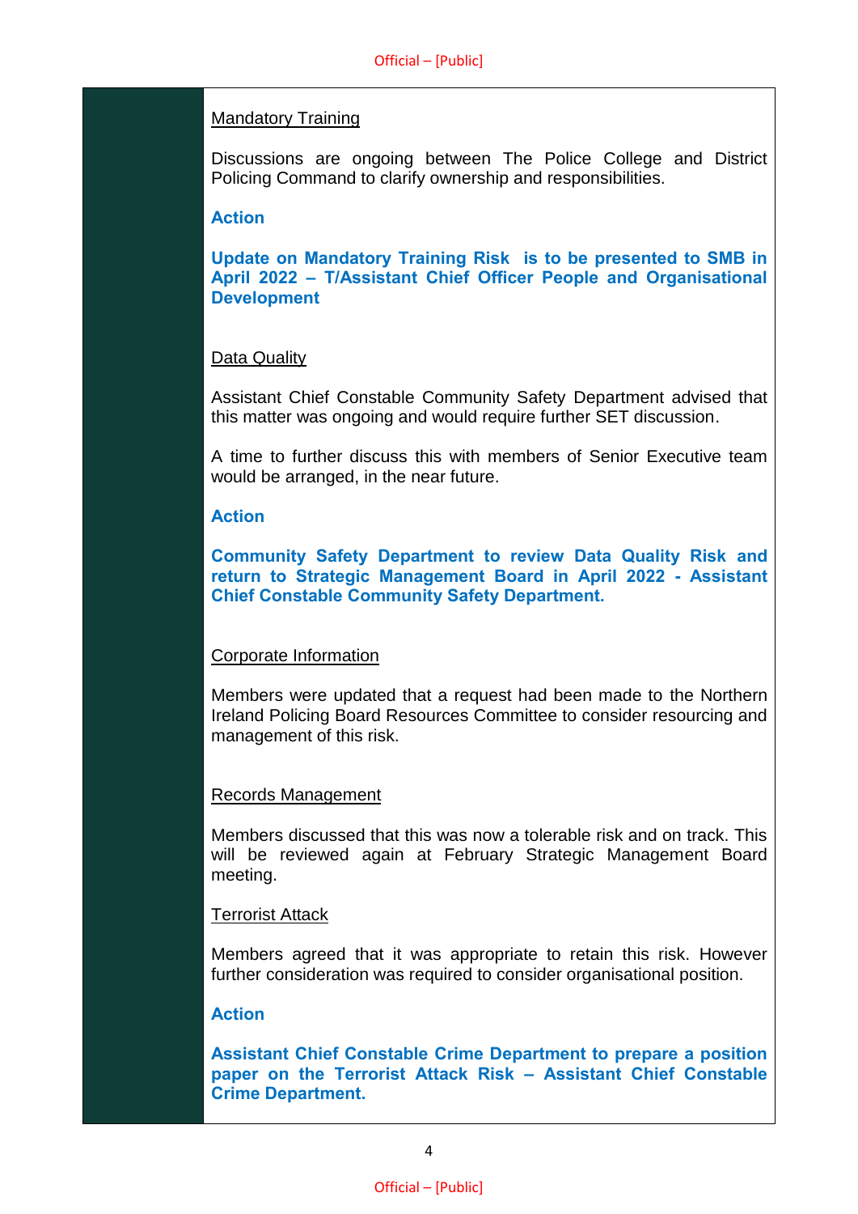<u>Mandatory Training</u>

Discussions are ongoing between The Police College and District Policing Command to clarify ownership and responsibilities.

**Action**

**Update on Mandatory Training Risk is to be presented to SMB in April 2022 – T/Assistant Chief Officer People and Organisational Development**

<u>Data Quality</u>

Assistant Chief Constable Community Safety Department advised that this matter was ongoing and would require further SET discussion.

A time to further discuss this with members of Senior Executive team would be arranged, in the near future.

**Action**

**Community Safety Department to review Data Quality Risk and return to Strategic Management Board in April 2022 - Assistant Chief Constable Community Safety Department.**

<u>Corporate Information</u>

Members were updated that a request had been made to the Northern Ireland Policing Board Resources Committee to consider resourcing and management of this risk.

<u>Records Management</u>

Members discussed that this was now a tolerable risk and on track. This will be reviewed again at February Strategic Management Board meeting.

<u>Terrorist Attack</u>

Members agreed that it was appropriate to retain this risk. However further consideration was required to consider organisational position.

**Action**

**Assistant Chief Constable Crime Department to prepare a position paper on the Terrorist Attack Risk – Assistant Chief Constable Crime Department.**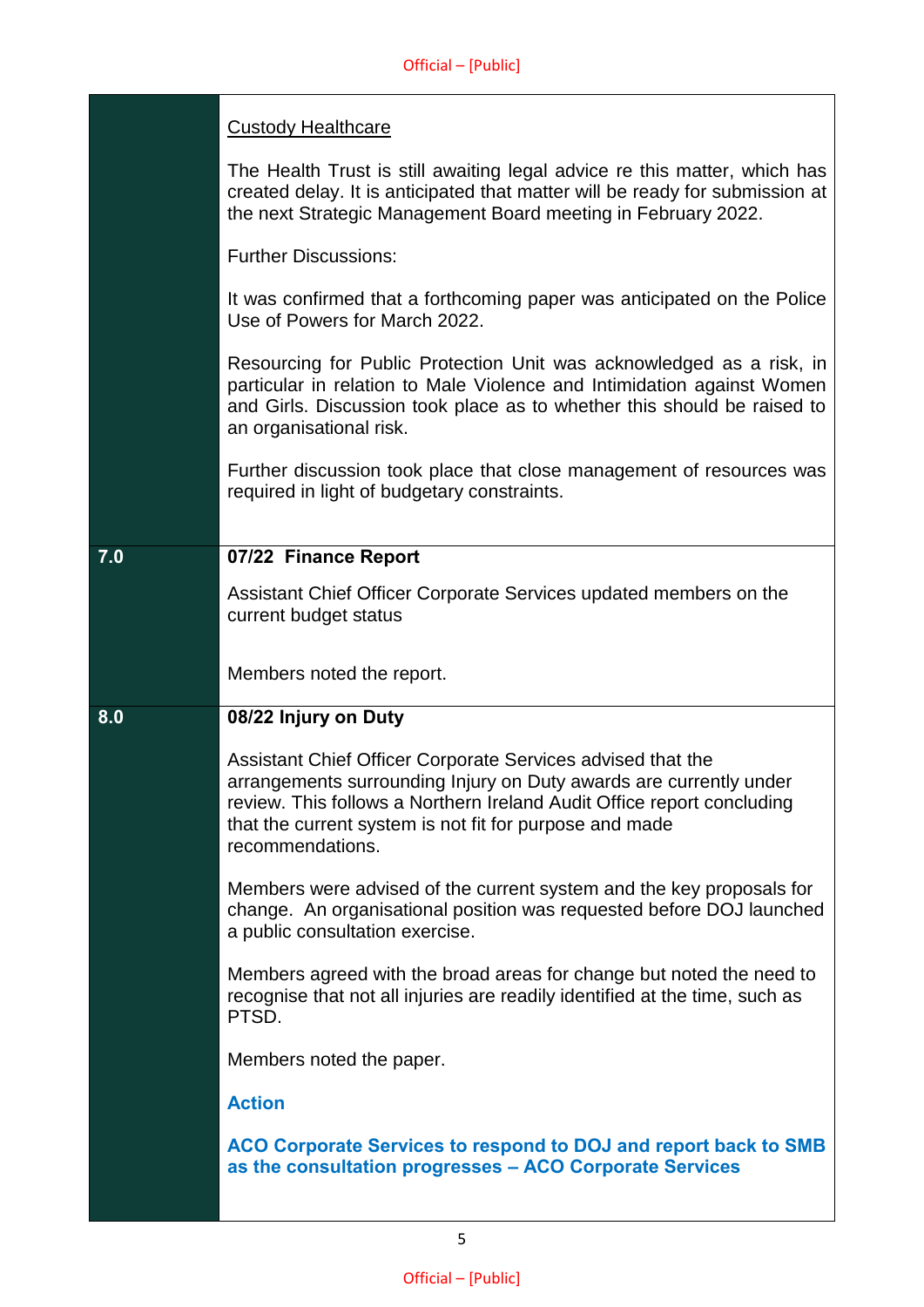| | |
|---|---|
| | <u>Custody Healthcare</u><br><br>The Health Trust is still awaiting legal advice re this matter, which has created delay. It is anticipated that matter will be ready for submission at the next Strategic Management Board meeting in February 2022.<br><br>Further Discussions:<br><br>It was confirmed that a forthcoming paper was anticipated on the Police Use of Powers for March 2022.<br><br>Resourcing for Public Protection Unit was acknowledged as a risk, in particular in relation to Male Violence and Intimidation against Women and Girls. Discussion took place as to whether this should be raised to an organisational risk.<br><br>Further discussion took place that close management of resources was required in light of budgetary constraints. |
| **7.0** | **07/22 Finance Report**<br><br>Assistant Chief Officer Corporate Services updated members on the current budget status<br><br>Members noted the report. |
| **8.0** | **08/22 Injury on Duty**<br><br>Assistant Chief Officer Corporate Services advised that the arrangements surrounding Injury on Duty awards are currently under review. This follows a Northern Ireland Audit Office report concluding that the current system is not fit for purpose and made recommendations.<br><br>Members were advised of the current system and the key proposals for change. An organisational position was requested before DOJ launched a public consultation exercise.<br><br>Members agreed with the broad areas for change but noted the need to recognise that not all injuries are readily identified at the time, such as PTSD.<br><br>Members noted the paper.<br><br>**Action**<br><br>**ACO Corporate Services to respond to DOJ and report back to SMB as the consultation progresses – ACO Corporate Services** |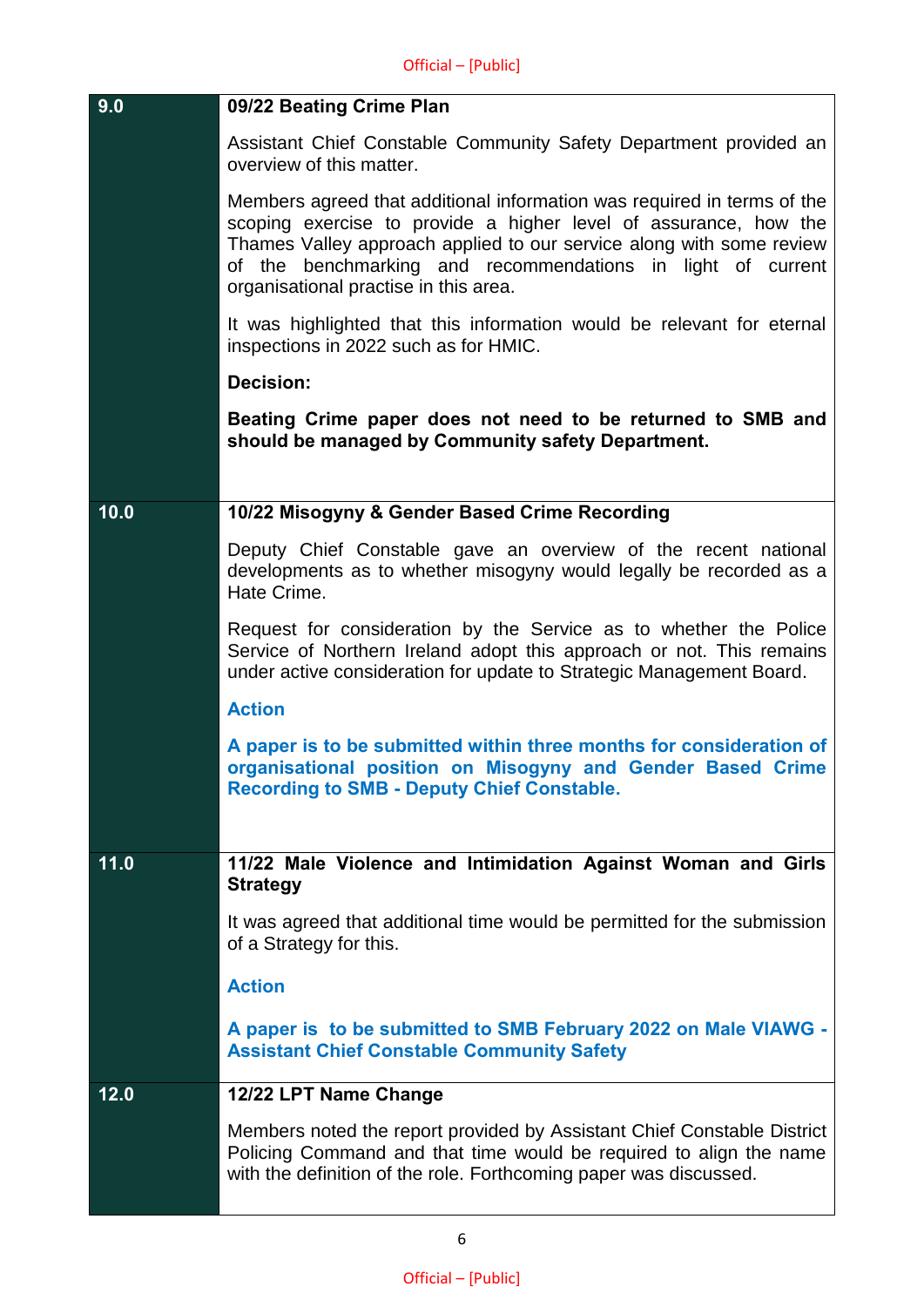| | |
|---|---|
| **9.0** | **09/22 Beating Crime Plan**<br><br>Assistant Chief Constable Community Safety Department provided an overview of this matter.<br><br>Members agreed that additional information was required in terms of the scoping exercise to provide a higher level of assurance, how the Thames Valley approach applied to our service along with some review of the benchmarking and recommendations in light of current organisational practise in this area.<br><br>It was highlighted that this information would be relevant for eternal inspections in 2022 such as for HMIC.<br><br>**Decision:**<br><br>**Beating Crime paper does not need to be returned to SMB and should be managed by Community safety Department.** |
| **10.0** | **10/22 Misogyny & Gender Based Crime Recording**<br><br>Deputy Chief Constable gave an overview of the recent national developments as to whether misogyny would legally be recorded as a Hate Crime.<br><br>Request for consideration by the Service as to whether the Police Service of Northern Ireland adopt this approach or not. This remains under active consideration for update to Strategic Management Board.<br><br>**Action**<br><br>**A paper is to be submitted within three months for consideration of organisational position on Misogyny and Gender Based Crime Recording to SMB - Deputy Chief Constable.** |
| **11.0** | **11/22 Male Violence and Intimidation Against Woman and Girls Strategy**<br><br>It was agreed that additional time would be permitted for the submission of a Strategy for this.<br><br>**Action**<br><br>**A paper is to be submitted to SMB February 2022 on Male VIAWG - Assistant Chief Constable Community Safety** |
| **12.0** | **12/22 LPT Name Change**<br><br>Members noted the report provided by Assistant Chief Constable District Policing Command and that time would be required to align the name with the definition of the role. Forthcoming paper was discussed. |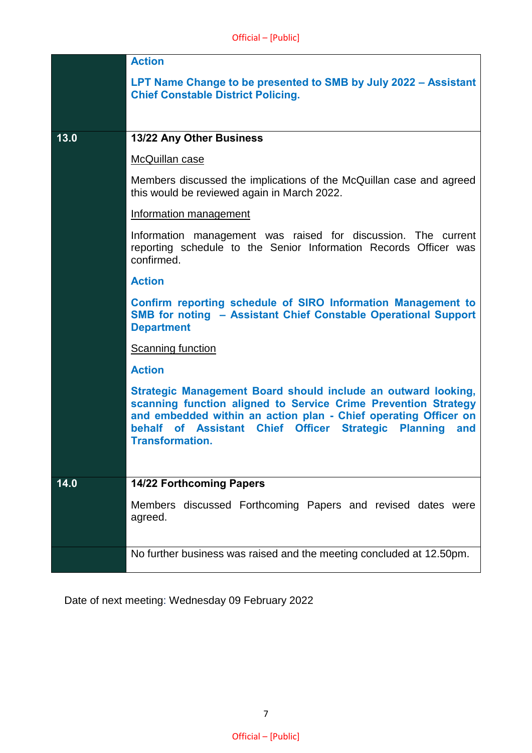| | |
|---|---|
| | **Action**<br><br>**LPT Name Change to be presented to SMB by July 2022 – Assistant Chief Constable District Policing.** |
| **13.0** | **13/22 Any Other Business**<br><br>McQuillan case<br><br>Members discussed the implications of the McQuillan case and agreed this would be reviewed again in March 2022.<br><br>Information management<br><br>Information management was raised for discussion. The current reporting schedule to the Senior Information Records Officer was confirmed.<br><br>**Action**<br><br>**Confirm reporting schedule of SIRO Information Management to SMB for noting – Assistant Chief Constable Operational Support Department**<br><br>Scanning function<br><br>**Action**<br><br>**Strategic Management Board should include an outward looking, scanning function aligned to Service Crime Prevention Strategy and embedded within an action plan - Chief operating Officer on behalf of Assistant Chief Officer Strategic Planning and Transformation.** |
| **14.0** | **14/22 Forthcoming Papers**<br><br>Members discussed Forthcoming Papers and revised dates were agreed. |
| | No further business was raised and the meeting concluded at 12.50pm. |

Date of next meeting: Wednesday 09 February 2022